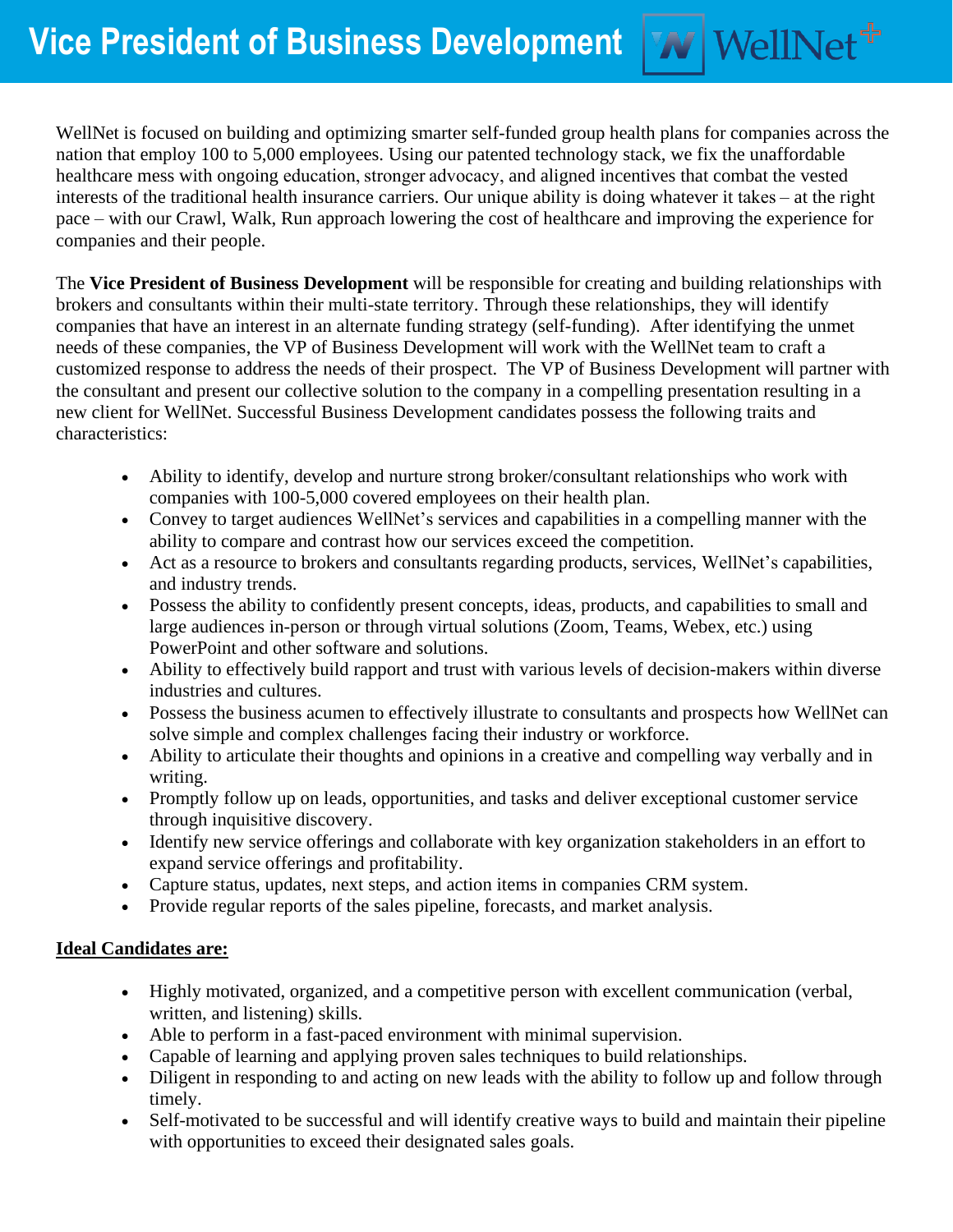# Vice President of Business Development

WellNet is focused on building and optimizing smarter self-funded group health plans for companies across the nation that employ 100 to 5,000 employees. Using our patented technology stack, we fix the unaffordable healthcare mess with ongoing education, stronger advocacy, and aligned incentives that combat the vested interests of the traditional health insurance carriers. Our unique ability is doing whatever it takes – at the right pace – with our Crawl, Walk, Run approach lowering the cost of healthcare and improving the experience for companies and their people.

The **Vice President of Business Development** will be responsible for creating and building relationships with brokers and consultants within their multi-state territory. Through these relationships, they will identify companies that have an interest in an alternate funding strategy (self-funding). After identifying the unmet needs of these companies, the VP of Business Development will work with the WellNet team to craft a customized response to address the needs of their prospect. The VP of Business Development will partner with the consultant and present our collective solution to the company in a compelling presentation resulting in a new client for WellNet. Successful Business Development candidates possess the following traits and characteristics:

- Ability to identify, develop and nurture strong broker/consultant relationships who work with companies with 100-5,000 covered employees on their health plan.
- Convey to target audiences WellNet's services and capabilities in a compelling manner with the ability to compare and contrast how our services exceed the competition.
- Act as a resource to brokers and consultants regarding products, services, WellNet's capabilities, and industry trends.
- Possess the ability to confidently present concepts, ideas, products, and capabilities to small and large audiences in-person or through virtual solutions (Zoom, Teams, Webex, etc.) using PowerPoint and other software and solutions.
- Ability to effectively build rapport and trust with various levels of decision-makers within diverse industries and cultures.
- Possess the business acumen to effectively illustrate to consultants and prospects how WellNet can solve simple and complex challenges facing their industry or workforce.
- Ability to articulate their thoughts and opinions in a creative and compelling way verbally and in writing.
- Promptly follow up on leads, opportunities, and tasks and deliver exceptional customer service through inquisitive discovery.
- Identify new service offerings and collaborate with key organization stakeholders in an effort to expand service offerings and profitability.
- Capture status, updates, next steps, and action items in companies CRM system.
- Provide regular reports of the sales pipeline, forecasts, and market analysis.

**Ideal Candidates are:**

- Highly motivated, organized, and a competitive person with excellent communication (verbal, written, and listening) skills.
- Able to perform in a fast-paced environment with minimal supervision.
- Capable of learning and applying proven sales techniques to build relationships.
- Diligent in responding to and acting on new leads with the ability to follow up and follow through timely.
- Self-motivated to be successful and will identify creative ways to build and maintain their pipeline with opportunities to exceed their designated sales goals.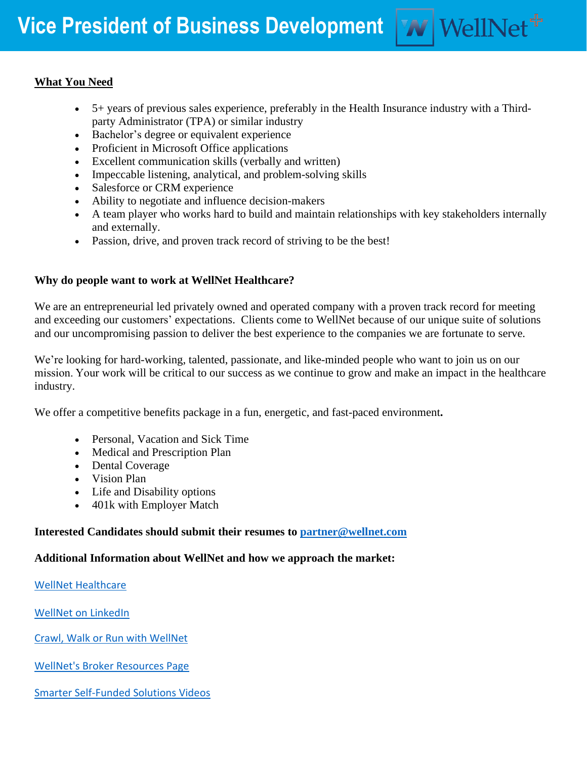# Vice President of Business Development

WellNet

**What You Need**

- 5+ years of previous sales experience, preferably in the Health Insurance industry with a Third-party Administrator (TPA) or similar industry
- Bachelor's degree or equivalent experience
- Proficient in Microsoft Office applications
- Excellent communication skills (verbally and written)
- Impeccable listening, analytical, and problem-solving skills
- Salesforce or CRM experience
- Ability to negotiate and influence decision-makers
- A team player who works hard to build and maintain relationships with key stakeholders internally and externally.
- Passion, drive, and proven track record of striving to be the best!

**Why do people want to work at WellNet Healthcare?**

We are an entrepreneurial led privately owned and operated company with a proven track record for meeting and exceeding our customers' expectations. Clients come to WellNet because of our unique suite of solutions and our uncompromising passion to deliver the best experience to the companies we are fortunate to serve.

We're looking for hard-working, talented, passionate, and like-minded people who want to join us on our mission. Your work will be critical to our success as we continue to grow and make an impact in the healthcare industry.

We offer a competitive benefits package in a fun, energetic, and fast-paced environment**.**

- Personal, Vacation and Sick Time
- Medical and Prescription Plan
- Dental Coverage
- Vision Plan
- Life and Disability options
- 401k with Employer Match

**Interested Candidates should submit their resumes to partner@wellnet.com**

**Additional Information about WellNet and how we approach the market:**

WellNet Healthcare

WellNet on LinkedIn

Crawl, Walk or Run with WellNet

WellNet's Broker Resources Page

Smarter Self-Funded Solutions Videos